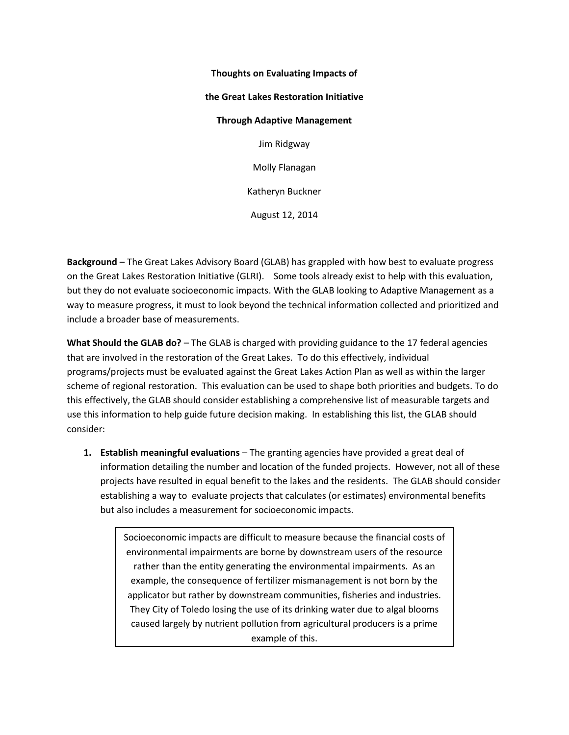**Thoughts on Evaluating Impacts of**

**the Great Lakes Restoration Initiative**

**Through Adaptive Management**

Jim Ridgway

Molly Flanagan

Katheryn Buckner

August 12, 2014

**Background** – The Great Lakes Advisory Board (GLAB) has grappled with how best to evaluate progress on the Great Lakes Restoration Initiative (GLRI). Some tools already exist to help with this evaluation, but they do not evaluate socioeconomic impacts. With the GLAB looking to Adaptive Management as a way to measure progress, it must to look beyond the technical information collected and prioritized and include a broader base of measurements.

**What Should the GLAB do?** – The GLAB is charged with providing guidance to the 17 federal agencies that are involved in the restoration of the Great Lakes. To do this effectively, individual programs/projects must be evaluated against the Great Lakes Action Plan as well as within the larger scheme of regional restoration. This evaluation can be used to shape both priorities and budgets. To do this effectively, the GLAB should consider establishing a comprehensive list of measurable targets and use this information to help guide future decision making. In establishing this list, the GLAB should consider:

1. **Establish meaningful evaluations** – The granting agencies have provided a great deal of information detailing the number and location of the funded projects. However, not all of these projects have resulted in equal benefit to the lakes and the residents. The GLAB should consider establishing a way to evaluate projects that calculates (or estimates) environmental benefits but also includes a measurement for socioeconomic impacts.

> Socioeconomic impacts are difficult to measure because the financial costs of environmental impairments are borne by downstream users of the resource rather than the entity generating the environmental impairments. As an example, the consequence of fertilizer mismanagement is not born by the applicator but rather by downstream communities, fisheries and industries. They City of Toledo losing the use of its drinking water due to algal blooms caused largely by nutrient pollution from agricultural producers is a prime example of this.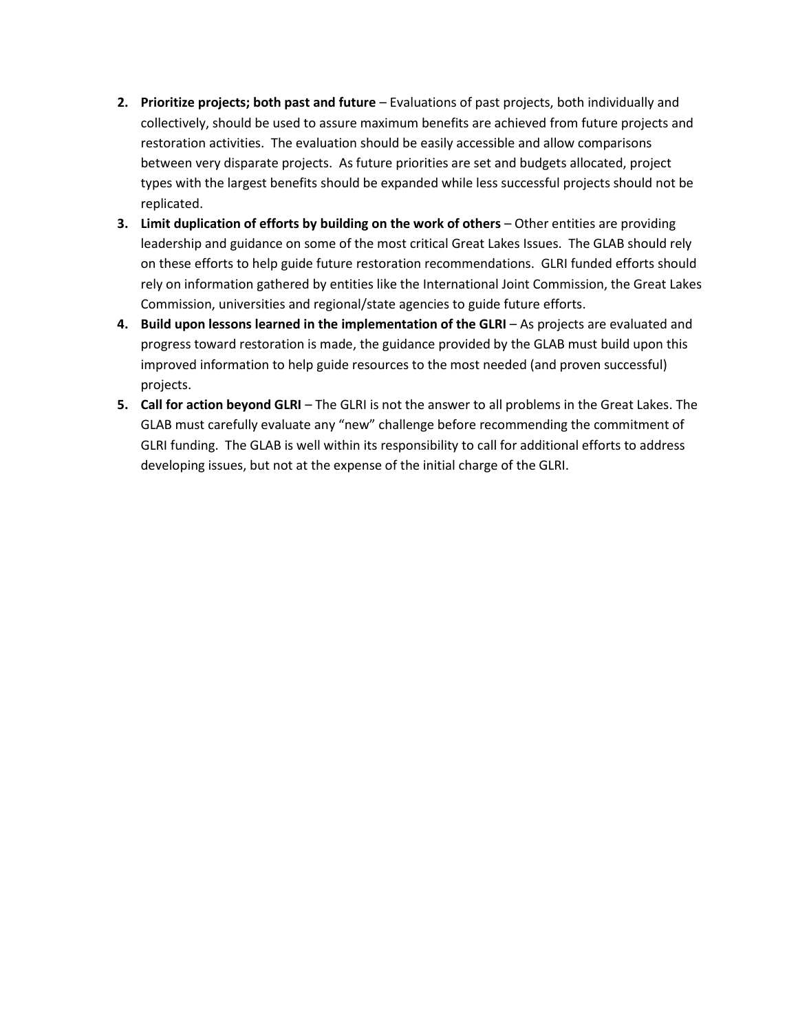2. **Prioritize projects; both past and future** – Evaluations of past projects, both individually and collectively, should be used to assure maximum benefits are achieved from future projects and restoration activities. The evaluation should be easily accessible and allow comparisons between very disparate projects. As future priorities are set and budgets allocated, project types with the largest benefits should be expanded while less successful projects should not be replicated.
3. **Limit duplication of efforts by building on the work of others** – Other entities are providing leadership and guidance on some of the most critical Great Lakes Issues. The GLAB should rely on these efforts to help guide future restoration recommendations. GLRI funded efforts should rely on information gathered by entities like the International Joint Commission, the Great Lakes Commission, universities and regional/state agencies to guide future efforts.
4. **Build upon lessons learned in the implementation of the GLRI** – As projects are evaluated and progress toward restoration is made, the guidance provided by the GLAB must build upon this improved information to help guide resources to the most needed (and proven successful) projects.
5. **Call for action beyond GLRI** – The GLRI is not the answer to all problems in the Great Lakes. The GLAB must carefully evaluate any "new" challenge before recommending the commitment of GLRI funding. The GLAB is well within its responsibility to call for additional efforts to address developing issues, but not at the expense of the initial charge of the GLRI.